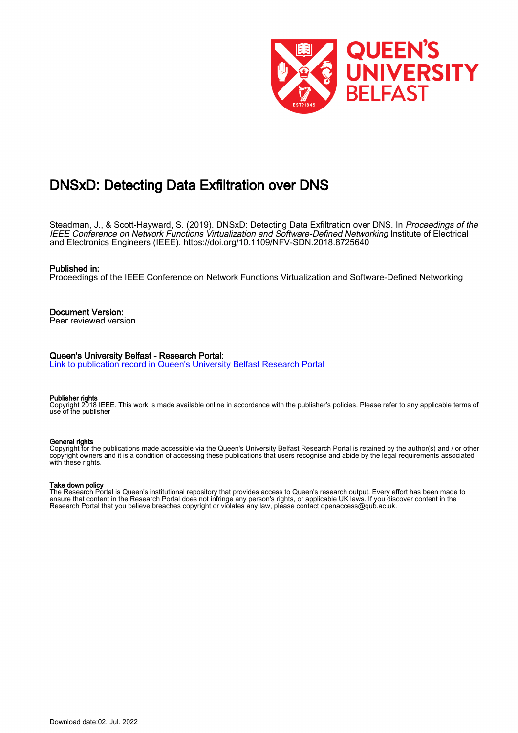# DNSxD: Detecting Data Exfiltration over DNS

Steadman, J., & Scott-Hayward, S. (2019). DNSxD: Detecting Data Exfiltration over DNS. In *Proceedings of the IEEE Conference on Network Functions Virtualization and Software-Defined Networking* Institute of Electrical and Electronics Engineers (IEEE). https://doi.org/10.1109/NFV-SDN.2018.8725640

**Published in:**
Proceedings of the IEEE Conference on Network Functions Virtualization and Software-Defined Networking

**Document Version:**
Peer reviewed version

**Queen's University Belfast - Research Portal:**
[Link to publication record in Queen's University Belfast Research Portal]

**Publisher rights**
Copyright 2018 IEEE. This work is made available online in accordance with the publisher's policies. Please refer to any applicable terms of use of the publisher

**General rights**
Copyright for the publications made accessible via the Queen's University Belfast Research Portal is retained by the author(s) and / or other copyright owners and it is a condition of accessing these publications that users recognise and abide by the legal requirements associated with these rights.

**Take down policy**
The Research Portal is Queen's institutional repository that provides access to Queen's research output. Every effort has been made to ensure that content in the Research Portal does not infringe any person's rights, or applicable UK laws. If you discover content in the Research Portal that you believe breaches copyright or violates any law, please contact openaccess@qub.ac.uk.

Download date:02. Jul. 2022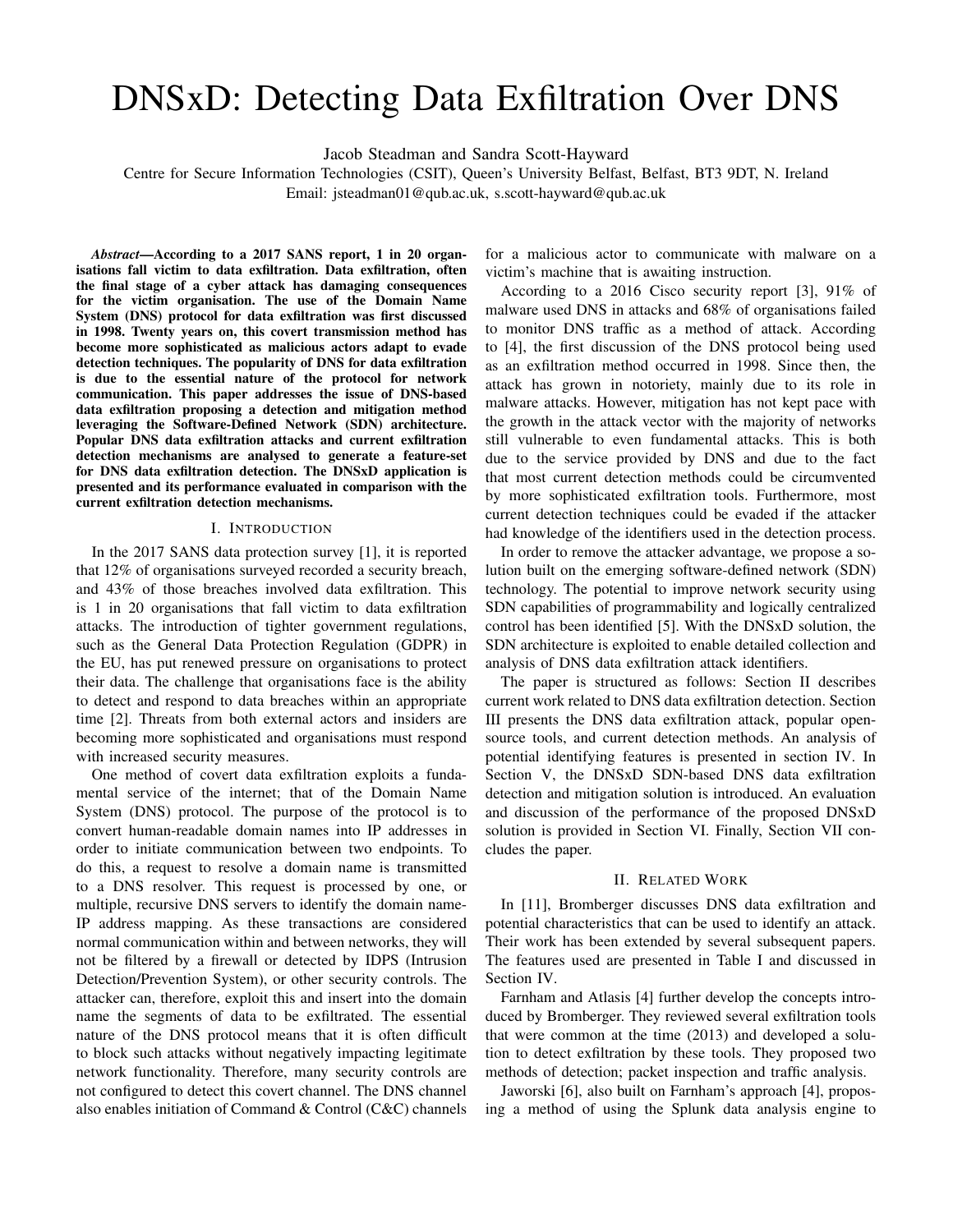# DNSxD: Detecting Data Exfiltration Over DNS

Jacob Steadman and Sandra Scott-Hayward

Centre for Secure Information Technologies (CSIT), Queen's University Belfast, Belfast, BT3 9DT, N. Ireland

Email: jsteadman01@qub.ac.uk, s.scott-hayward@qub.ac.uk

***Abstract*—According to a 2017 SANS report, 1 in 20 organisations fall victim to data exfiltration. Data exfiltration, often the final stage of a cyber attack has damaging consequences for the victim organisation. The use of the Domain Name System (DNS) protocol for data exfiltration was first discussed in 1998. Twenty years on, this covert transmission method has become more sophisticated as malicious actors adapt to evade detection techniques. The popularity of DNS for data exfiltration is due to the essential nature of the protocol for network communication. This paper addresses the issue of DNS-based data exfiltration proposing a detection and mitigation method leveraging the Software-Defined Network (SDN) architecture. Popular DNS data exfiltration attacks and current exfiltration detection mechanisms are analysed to generate a feature-set for DNS data exfiltration detection. The DNSxD application is presented and its performance evaluated in comparison with the current exfiltration detection mechanisms.**

## I. Introduction

In the 2017 SANS data protection survey [1], it is reported that 12% of organisations surveyed recorded a security breach, and 43% of those breaches involved data exfiltration. This is 1 in 20 organisations that fall victim to data exfiltration attacks. The introduction of tighter government regulations, such as the General Data Protection Regulation (GDPR) in the EU, has put renewed pressure on organisations to protect their data. The challenge that organisations face is the ability to detect and respond to data breaches within an appropriate time [2]. Threats from both external actors and insiders are becoming more sophisticated and organisations must respond with increased security measures.

One method of covert data exfiltration exploits a fundamental service of the internet; that of the Domain Name System (DNS) protocol. The purpose of the protocol is to convert human-readable domain names into IP addresses in order to initiate communication between two endpoints. To do this, a request to resolve a domain name is transmitted to a DNS resolver. This request is processed by one, or multiple, recursive DNS servers to identify the domain name-IP address mapping. As these transactions are considered normal communication within and between networks, they will not be filtered by a firewall or detected by IDPS (Intrusion Detection/Prevention System), or other security controls. The attacker can, therefore, exploit this and insert into the domain name the segments of data to be exfiltrated. The essential nature of the DNS protocol means that it is often difficult to block such attacks without negatively impacting legitimate network functionality. Therefore, many security controls are not configured to detect this covert channel. The DNS channel also enables initiation of Command & Control (C&C) channels for a malicious actor to communicate with malware on a victim's machine that is awaiting instruction.

According to a 2016 Cisco security report [3], 91% of malware used DNS in attacks and 68% of organisations failed to monitor DNS traffic as a method of attack. According to [4], the first discussion of the DNS protocol being used as an exfiltration method occurred in 1998. Since then, the attack has grown in notoriety, mainly due to its role in malware attacks. However, mitigation has not kept pace with the growth in the attack vector with the majority of networks still vulnerable to even fundamental attacks. This is both due to the service provided by DNS and due to the fact that most current detection methods could be circumvented by more sophisticated exfiltration tools. Furthermore, most current detection techniques could be evaded if the attacker had knowledge of the identifiers used in the detection process.

In order to remove the attacker advantage, we propose a solution built on the emerging software-defined network (SDN) technology. The potential to improve network security using SDN capabilities of programmability and logically centralized control has been identified [5]. With the DNSxD solution, the SDN architecture is exploited to enable detailed collection and analysis of DNS data exfiltration attack identifiers.

The paper is structured as follows: Section II describes current work related to DNS data exfiltration detection. Section III presents the DNS data exfiltration attack, popular open-source tools, and current detection methods. An analysis of potential identifying features is presented in section IV. In Section V, the DNSxD SDN-based DNS data exfiltration detection and mitigation solution is introduced. An evaluation and discussion of the performance of the proposed DNSxD solution is provided in Section VI. Finally, Section VII concludes the paper.

## II. Related Work

In [11], Bromberger discusses DNS data exfiltration and potential characteristics that can be used to identify an attack. Their work has been extended by several subsequent papers. The features used are presented in Table I and discussed in Section IV.

Farnham and Atlasis [4] further develop the concepts introduced by Bromberger. They reviewed several exfiltration tools that were common at the time (2013) and developed a solution to detect exfiltration by these tools. They proposed two methods of detection; packet inspection and traffic analysis.

Jaworski [6], also built on Farnham's approach [4], proposing a method of using the Splunk data analysis engine to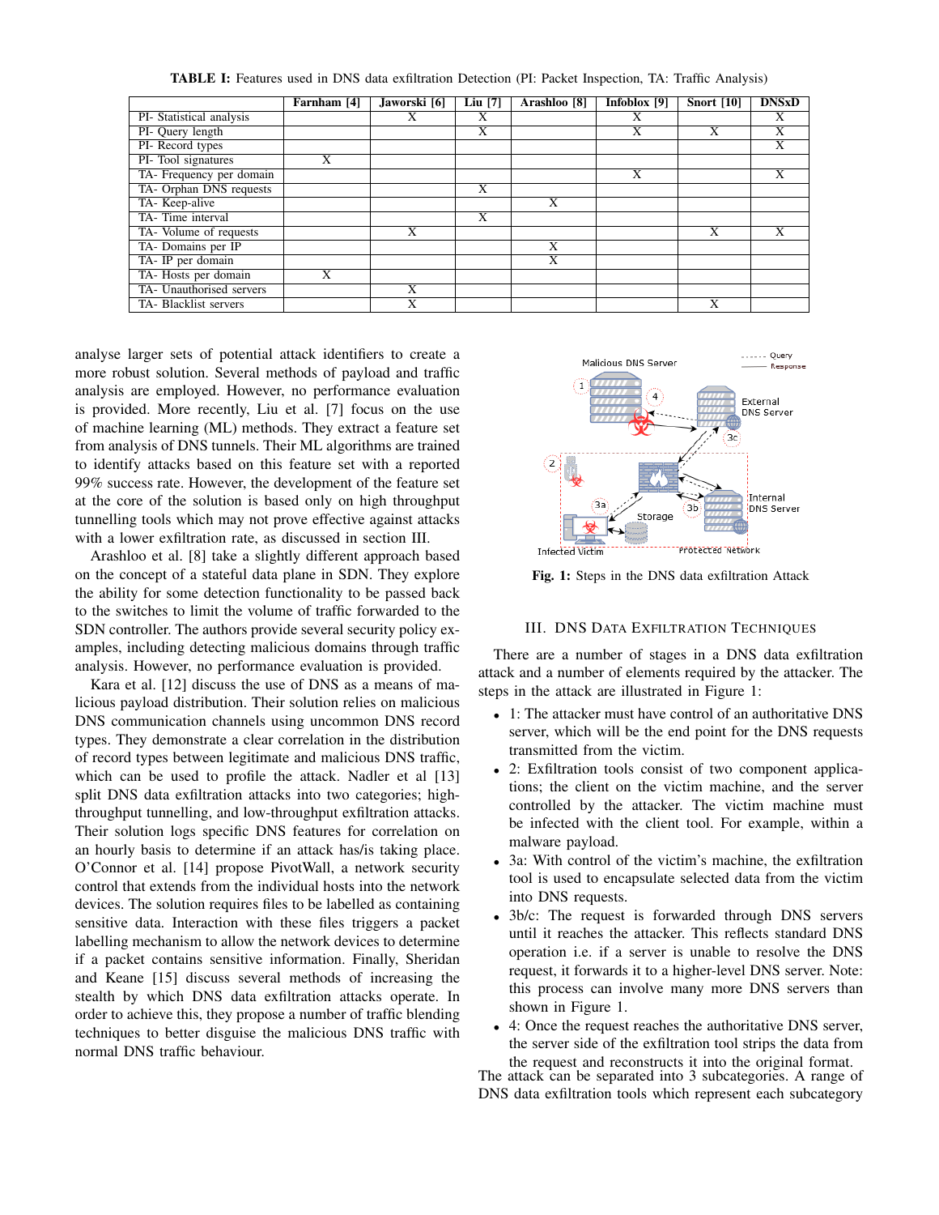**TABLE I:** Features used in DNS data exfiltration Detection (PI: Packet Inspection, TA: Traffic Analysis)

| | Farnham [4] | Jaworski [6] | Liu [7] | Arashloo [8] | Infoblox [9] | Snort [10] | DNSxD |
|---|---|---|---|---|---|---|---|
| PI- Statistical analysis | | X | X | | X | | X |
| PI- Query length | | | X | | X | X | X |
| PI- Record types | | | | | | | X |
| PI- Tool signatures | X | | | | | | |
| TA- Frequency per domain | | | | | X | | X |
| TA- Orphan DNS requests | | | X | | | | |
| TA- Keep-alive | | | | X | | | |
| TA- Time interval | | | X | | | | |
| TA- Volume of requests | | X | | | | X | X |
| TA- Domains per IP | | | | X | | | |
| TA- IP per domain | | | | X | | | |
| TA- Hosts per domain | X | | | | | | |
| TA- Unauthorised servers | | X | | | | | |
| TA- Blacklist servers | | X | | | | X | |

analyse larger sets of potential attack identifiers to create a more robust solution. Several methods of payload and traffic analysis are employed. However, no performance evaluation is provided. More recently, Liu et al. [7] focus on the use of machine learning (ML) methods. They extract a feature set from analysis of DNS tunnels. Their ML algorithms are trained to identify attacks based on this feature set with a reported 99% success rate. However, the development of the feature set at the core of the solution is based only on high throughput tunnelling tools which may not prove effective against attacks with a lower exfiltration rate, as discussed in section III.

Arashloo et al. [8] take a slightly different approach based on the concept of a stateful data plane in SDN. They explore the ability for some detection functionality to be passed back to the switches to limit the volume of traffic forwarded to the SDN controller. The authors provide several security policy examples, including detecting malicious domains through traffic analysis. However, no performance evaluation is provided.

Kara et al. [12] discuss the use of DNS as a means of malicious payload distribution. Their solution relies on malicious DNS communication channels using uncommon DNS record types. They demonstrate a clear correlation in the distribution of record types between legitimate and malicious DNS traffic, which can be used to profile the attack. Nadler et al [13] split DNS data exfiltration attacks into two categories; high-throughput tunnelling, and low-throughput exfiltration attacks. Their solution logs specific DNS features for correlation on an hourly basis to determine if an attack has/is taking place. O'Connor et al. [14] propose PivotWall, a network security control that extends from the individual hosts into the network devices. The solution requires files to be labelled as containing sensitive data. Interaction with these files triggers a packet labelling mechanism to allow the network devices to determine if a packet contains sensitive information. Finally, Sheridan and Keane [15] discuss several methods of increasing the stealth by which DNS data exfiltration attacks operate. In order to achieve this, they propose a number of traffic blending techniques to better disguise the malicious DNS traffic with normal DNS traffic behaviour.

**Fig. 1:** Steps in the DNS data exfiltration Attack

## III. DNS Data Exfiltration Techniques

There are a number of stages in a DNS data exfiltration attack and a number of elements required by the attacker. The steps in the attack are illustrated in Figure 1:

- 1: The attacker must have control of an authoritative DNS server, which will be the end point for the DNS requests transmitted from the victim.
- 2: Exfiltration tools consist of two component applications; the client on the victim machine, and the server controlled by the attacker. The victim machine must be infected with the client tool. For example, within a malware payload.
- 3a: With control of the victim's machine, the exfiltration tool is used to encapsulate selected data from the victim into DNS requests.
- 3b/c: The request is forwarded through DNS servers until it reaches the attacker. This reflects standard DNS operation i.e. if a server is unable to resolve the DNS request, it forwards it to a higher-level DNS server. Note: this process can involve many more DNS servers than shown in Figure 1.
- 4: Once the request reaches the authoritative DNS server, the server side of the exfiltration tool strips the data from the request and reconstructs it into the original format.

The attack can be separated into 3 subcategories. A range of DNS data exfiltration tools which represent each subcategory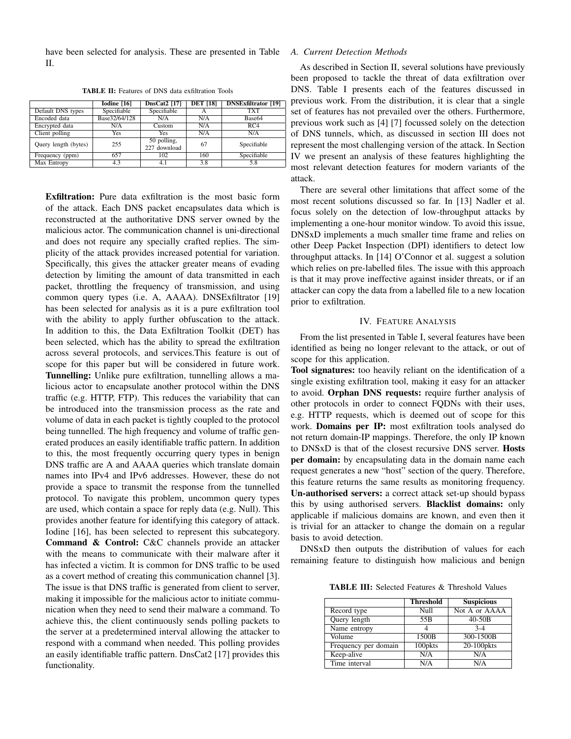have been selected for analysis. These are presented in Table II.

**TABLE II:** Features of DNS data exfiltration Tools

| | Iodine [16] | DnsCat2 [17] | DET [18] | DNSExfiltrator [19] |
|---|---|---|---|---|
| Default DNS types | Specifiable | Specifiable | A | TXT |
| Encoded data | Base32/64/128 | N/A | N/A | Base64 |
| Encrypted data | N/A | Custom | N/A | RC4 |
| Client polling | Yes | Yes | N/A | N/A |
| Query length (bytes) | 255 | 50 polling, 227 download | 67 | Specifiable |
| Frequency (ppm) | 657 | 102 | 160 | Specifiable |
| Max Entropy | 4.3 | 4.1 | 3.8 | 5.8 |

**Exfiltration:** Pure data exfiltration is the most basic form of the attack. Each DNS packet encapsulates data which is reconstructed at the authoritative DNS server owned by the malicious actor. The communication channel is uni-directional and does not require any specially crafted replies. The simplicity of the attack provides increased potential for variation. Specifically, this gives the attacker greater means of evading detection by limiting the amount of data transmitted in each packet, throttling the frequency of transmission, and using common query types (i.e. A, AAAA). DNSExfiltrator [19] has been selected for analysis as it is a pure exfiltration tool with the ability to apply further obfuscation to the attack. In addition to this, the Data Exfiltration Toolkit (DET) has been selected, which has the ability to spread the exfiltration across several protocols, and services.This feature is out of scope for this paper but will be considered in future work.
**Tunnelling:** Unlike pure exfiltration, tunnelling allows a malicious actor to encapsulate another protocol within the DNS traffic (e.g. HTTP, FTP). This reduces the variability that can be introduced into the transmission process as the rate and volume of data in each packet is tightly coupled to the protocol being tunnelled. The high frequency and volume of traffic generated produces an easily identifiable traffic pattern. In addition to this, the most frequently occurring query types in benign DNS traffic are A and AAAA queries which translate domain names into IPv4 and IPv6 addresses. However, these do not provide a space to transmit the response from the tunnelled protocol. To navigate this problem, uncommon query types are used, which contain a space for reply data (e.g. Null). This provides another feature for identifying this category of attack. Iodine [16], has been selected to represent this subcategory.
**Command & Control:** C&C channels provide an attacker with the means to communicate with their malware after it has infected a victim. It is common for DNS traffic to be used as a covert method of creating this communication channel [3]. The issue is that DNS traffic is generated from client to server, making it impossible for the malicious actor to initiate communication when they need to send their malware a command. To achieve this, the client continuously sends polling packets to the server at a predetermined interval allowing the attacker to respond with a command when needed. This polling provides an easily identifiable traffic pattern. DnsCat2 [17] provides this functionality.

### A. Current Detection Methods

As described in Section II, several solutions have previously been proposed to tackle the threat of data exfiltration over DNS. Table I presents each of the features discussed in previous work. From the distribution, it is clear that a single set of features has not prevailed over the others. Furthermore, previous work such as [4] [7] focussed solely on the detection of DNS tunnels, which, as discussed in section III does not represent the most challenging version of the attack. In Section IV we present an analysis of these features highlighting the most relevant detection features for modern variants of the attack.

There are several other limitations that affect some of the most recent solutions discussed so far. In [13] Nadler et al. focus solely on the detection of low-throughput attacks by implementing a one-hour monitor window. To avoid this issue, DNSxD implements a much smaller time frame and relies on other Deep Packet Inspection (DPI) identifiers to detect low throughput attacks. In [14] O'Connor et al. suggest a solution which relies on pre-labelled files. The issue with this approach is that it may prove ineffective against insider threats, or if an attacker can copy the data from a labelled file to a new location prior to exfiltration.

## IV. Feature Analysis

From the list presented in Table I, several features have been identified as being no longer relevant to the attack, or out of scope for this application.
**Tool signatures:** too heavily reliant on the identification of a single existing exfiltration tool, making it easy for an attacker to avoid. **Orphan DNS requests:** require further analysis of other protocols in order to connect FQDNs with their uses, e.g. HTTP requests, which is deemed out of scope for this work. **Domains per IP:** most exfiltration tools analysed do not return domain-IP mappings. Therefore, the only IP known to DNSxD is that of the closest recursive DNS server. **Hosts per domain:** by encapsulating data in the domain name each request generates a new "host" section of the query. Therefore, this feature returns the same results as monitoring frequency. **Un-authorised servers:** a correct attack set-up should bypass this by using authorised servers. **Blacklist domains:** only applicable if malicious domains are known, and even then it is trivial for an attacker to change the domain on a regular basis to avoid detection.

DNSxD then outputs the distribution of values for each remaining feature to distinguish how malicious and benign

**TABLE III:** Selected Features & Threshold Values

| | Threshold | Suspicious |
|---|---|---|
| Record type | Null | Not A or AAAA |
| Query length | 55B | 40-50B |
| Name entropy | 4 | 3-4 |
| Volume | 1500B | 300-1500B |
| Frequency per domain | 100pkts | 20-100pkts |
| Keep-alive | N/A | N/A |
| Time interval | N/A | N/A |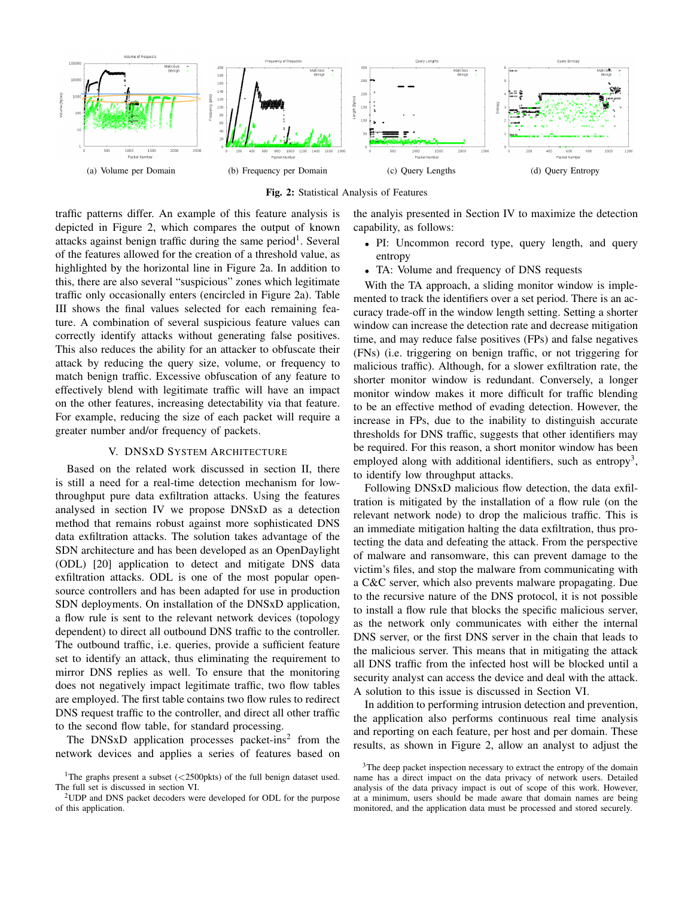(a) Volume per Domain

(b) Frequency per Domain

(c) Query Lengths

(d) Query Entropy

**Fig. 2:** Statistical Analysis of Features

traffic patterns differ. An example of this feature analysis is depicted in Figure 2, which compares the output of known attacks against benign traffic during the same period[1]. Several of the features allowed for the creation of a threshold value, as highlighted by the horizontal line in Figure 2a. In addition to this, there are also several "suspicious" zones which legitimate traffic only occasionally enters (encircled in Figure 2a). Table III shows the final values selected for each remaining feature. A combination of several suspicious feature values can correctly identify attacks without generating false positives. This also reduces the ability for an attacker to obfuscate their attack by reducing the query size, volume, or frequency to match benign traffic. Excessive obfuscation of any feature to effectively blend with legitimate traffic will have an impact on the other features, increasing detectability via that feature. For example, reducing the size of each packet will require a greater number and/or frequency of packets.

## V. DNSxD System Architecture

Based on the related work discussed in section II, there is still a need for a real-time detection mechanism for low-throughput pure data exfiltration attacks. Using the features analysed in section IV we propose DNSxD as a detection method that remains robust against more sophisticated DNS data exfiltration attacks. The solution takes advantage of the SDN architecture and has been developed as an OpenDaylight (ODL) [20] application to detect and mitigate DNS data exfiltration attacks. ODL is one of the most popular open-source controllers and has been adapted for use in production SDN deployments. On installation of the DNSxD application, a flow rule is sent to the relevant network devices (topology dependent) to direct all outbound DNS traffic to the controller. The outbound traffic, i.e. queries, provide a sufficient feature set to identify an attack, thus eliminating the requirement to mirror DNS replies as well. To ensure that the monitoring does not negatively impact legitimate traffic, two flow tables are employed. The first table contains two flow rules to redirect DNS request traffic to the controller, and direct all other traffic to the second flow table, for standard processing.

The DNSxD application processes packet-ins[2] from the network devices and applies a series of features based on the analyis presented in Section IV to maximize the detection capability, as follows:

- PI: Uncommon record type, query length, and query entropy
- TA: Volume and frequency of DNS requests

With the TA approach, a sliding monitor window is implemented to track the identifiers over a set period. There is an accuracy trade-off in the window length setting. Setting a shorter window can increase the detection rate and decrease mitigation time, and may reduce false positives (FPs) and false negatives (FNs) (i.e. triggering on benign traffic, or not triggering for malicious traffic). Although, for a slower exfiltration rate, the shorter monitor window is redundant. Conversely, a longer monitor window makes it more difficult for traffic blending to be an effective method of evading detection. However, the increase in FPs, due to the inability to distinguish accurate thresholds for DNS traffic, suggests that other identifiers may be required. For this reason, a short monitor window has been employed along with additional identifiers, such as entropy[3], to identify low throughput attacks.

Following DNSxD malicious flow detection, the data exfiltration is mitigated by the installation of a flow rule (on the relevant network node) to drop the malicious traffic. This is an immediate mitigation halting the data exfiltration, thus protecting the data and defeating the attack. From the perspective of malware and ransomware, this can prevent damage to the victim's files, and stop the malware from communicating with a C&C server, which also prevents malware propagating. Due to the recursive nature of the DNS protocol, it is not possible to install a flow rule that blocks the specific malicious server, as the network only communicates with either the internal DNS server, or the first DNS server in the chain that leads to the malicious server. This means that in mitigating the attack all DNS traffic from the infected host will be blocked until a security analyst can access the device and deal with the attack. A solution to this issue is discussed in Section VI.

In addition to performing intrusion detection and prevention, the application also performs continuous real time analysis and reporting on each feature, per host and per domain. These results, as shown in Figure 2, allow an analyst to adjust the

[1]The graphs present a subset (<2500pkts) of the full benign dataset used. The full set is discussed in section VI.

[2]UDP and DNS packet decoders were developed for ODL for the purpose of this application.

[3]The deep packet inspection necessary to extract the entropy of the domain name has a direct impact on the data privacy of network users. Detailed analysis of the data privacy impact is out of scope of this work. However, at a minimum, users should be made aware that domain names are being monitored, and the application data must be processed and stored securely.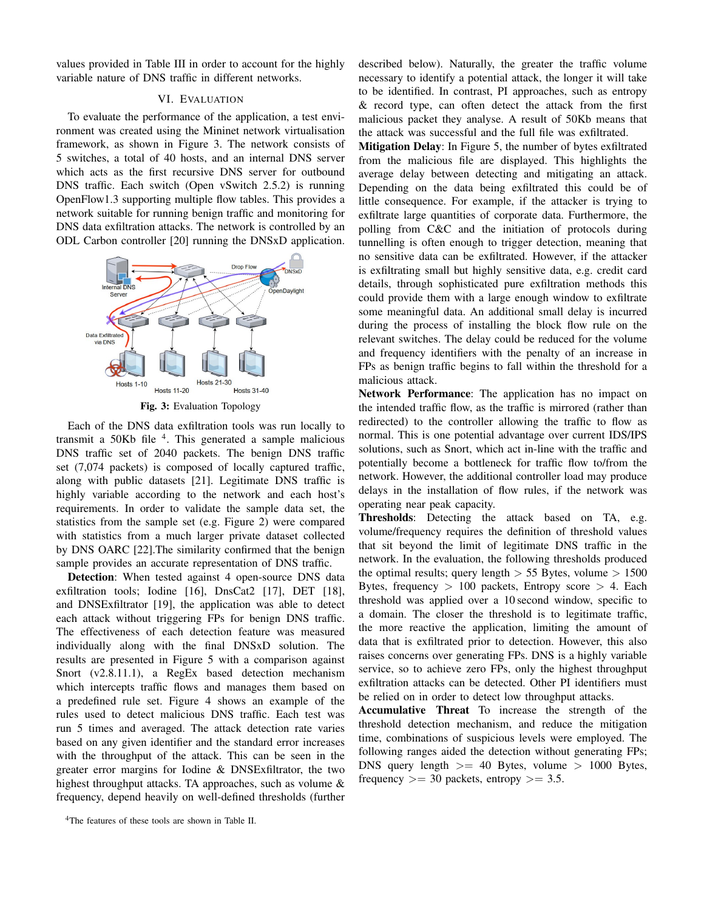values provided in Table III in order to account for the highly variable nature of DNS traffic in different networks.

## VI. Evaluation

To evaluate the performance of the application, a test environment was created using the Mininet network virtualisation framework, as shown in Figure 3. The network consists of 5 switches, a total of 40 hosts, and an internal DNS server which acts as the first recursive DNS server for outbound DNS traffic. Each switch (Open vSwitch 2.5.2) is running OpenFlow1.3 supporting multiple flow tables. This provides a network suitable for running benign traffic and monitoring for DNS data exfiltration attacks. The network is controlled by an ODL Carbon controller [20] running the DNSxD application.

**Fig. 3:** Evaluation Topology

Each of the DNS data exfiltration tools was run locally to transmit a 50Kb file [4]. This generated a sample malicious DNS traffic set of 2040 packets. The benign DNS traffic set (7,074 packets) is composed of locally captured traffic, along with public datasets [21]. Legitimate DNS traffic is highly variable according to the network and each host's requirements. In order to validate the sample data set, the statistics from the sample set (e.g. Figure 2) were compared with statistics from a much larger private dataset collected by DNS OARC [22].The similarity confirmed that the benign sample provides an accurate representation of DNS traffic.

**Detection**: When tested against 4 open-source DNS data exfiltration tools; Iodine [16], DnsCat2 [17], DET [18], and DNSExfiltrator [19], the application was able to detect each attack without triggering FPs for benign DNS traffic. The effectiveness of each detection feature was measured individually along with the final DNSxD solution. The results are presented in Figure 5 with a comparison against Snort (v2.8.11.1), a RegEx based detection mechanism which intercepts traffic flows and manages them based on a predefined rule set. Figure 4 shows an example of the rules used to detect malicious DNS traffic. Each test was run 5 times and averaged. The attack detection rate varies based on any given identifier and the standard error increases with the throughput of the attack. This can be seen in the greater error margins for Iodine & DNSExfiltrator, the two highest throughput attacks. TA approaches, such as volume & frequency, depend heavily on well-defined thresholds (further described below). Naturally, the greater the traffic volume necessary to identify a potential attack, the longer it will take to be identified. In contrast, PI approaches, such as entropy & record type, can often detect the attack from the first malicious packet they analyse. A result of 50Kb means that the attack was successful and the full file was exfiltrated.

**Mitigation Delay**: In Figure 5, the number of bytes exfiltrated from the malicious file are displayed. This highlights the average delay between detecting and mitigating an attack. Depending on the data being exfiltrated this could be of little consequence. For example, if the attacker is trying to exfiltrate large quantities of corporate data. Furthermore, the polling from C&C and the initiation of protocols during tunnelling is often enough to trigger detection, meaning that no sensitive data can be exfiltrated. However, if the attacker is exfiltrating small but highly sensitive data, e.g. credit card details, through sophisticated pure exfiltration methods this could provide them with a large enough window to exfiltrate some meaningful data. An additional small delay is incurred during the process of installing the block flow rule on the relevant switches. The delay could be reduced for the volume and frequency identifiers with the penalty of an increase in FPs as benign traffic begins to fall within the threshold for a malicious attack.

**Network Performance**: The application has no impact on the intended traffic flow, as the traffic is mirrored (rather than redirected) to the controller allowing the traffic to flow as normal. This is one potential advantage over current IDS/IPS solutions, such as Snort, which act in-line with the traffic and potentially become a bottleneck for traffic flow to/from the network. However, the additional controller load may produce delays in the installation of flow rules, if the network was operating near peak capacity.

**Thresholds**: Detecting the attack based on TA, e.g. volume/frequency requires the definition of threshold values that sit beyond the limit of legitimate DNS traffic in the network. In the evaluation, the following thresholds produced the optimal results; query length $>$ 55 Bytes, volume $>$ 1500 Bytes, frequency $>$ 100 packets, Entropy score $>$ 4. Each threshold was applied over a 10 second window, specific to a domain. The closer the threshold is to legitimate traffic, the more reactive the application, limiting the amount of data that is exfiltrated prior to detection. However, this also raises concerns over generating FPs. DNS is a highly variable service, so to achieve zero FPs, only the highest throughput exfiltration attacks can be detected. Other PI identifiers must be relied on in order to detect low throughput attacks.

**Accumulative Threat** To increase the strength of the threshold detection mechanism, and reduce the mitigation time, combinations of suspicious levels were employed. The following ranges aided the detection without generating FPs; DNS query length $>=$ 40 Bytes, volume $>$ 1000 Bytes, frequency $>=$ 30 packets, entropy $>=$ 3.5.

[4]The features of these tools are shown in Table II.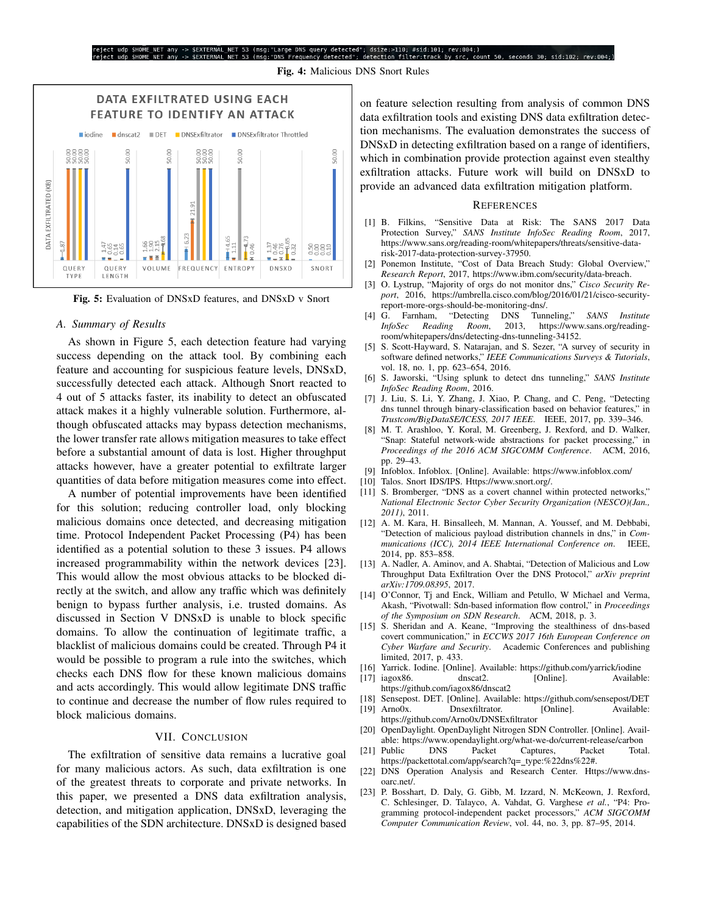```
reject udp $HOME_NET any -> $EXTERNAL_NET 53 (msg:"Large DNS query detected"; dsize:>110; #sid:101; rev:004;)
reject udp $HOME_NET any -> $EXTERNAL_NET 53 (msg:"DNS Frequency detected"; detection_filter:track by_src, count 50, seconds 30; sid:102; rev:004;)
```

**Fig. 4:** Malicious DNS Snort Rules

DATA EXFILTRATED USING EACH FEATURE TO IDENTIFY AN ATTACK

iodine, dnscat2, DET, DNSExfiltrator, DNSExfiltrator Throttled

DATA EXFILTRATED (KB)

QUERY TYPE: 1.87, 50.00, 50.00, 50.00, 50.00
QUERY LENGTH: 1.47, 0.65, 0.14, 0.65, 50.00
VOLUME: 1.66, 1.90, 2.15, 4.08, 50.00
FREQUENCY: 6.23, 21.91, 50.00, 50.00, 50.00
ENTROPY: 4.65, 1.11, 50.00, 4.73, 0.46
DNSXD: 1.37, 0.46, 0.76, 6.65, 0.32
SNORT: 0.50, 0.00, 0.00, 0.10, 50.00

**Fig. 5:** Evaluation of DNSxD features, and DNSxD v Snort

### *A. Summary of Results*

As shown in Figure 5, each detection feature had varying success depending on the attack tool. By combining each feature and accounting for suspicious feature levels, DNSxD, successfully detected each attack. Although Snort reacted to 4 out of 5 attacks faster, its inability to detect an obfuscated attack makes it a highly vulnerable solution. Furthermore, although obfuscated attacks may bypass detection mechanisms, the lower transfer rate allows mitigation measures to take effect before a substantial amount of data is lost. Higher throughput attacks however, have a greater potential to exfiltrate larger quantities of data before mitigation measures come into effect.

A number of potential improvements have been identified for this solution; reducing controller load, only blocking malicious domains once detected, and decreasing mitigation time. Protocol Independent Packet Processing (P4) has been identified as a potential solution to these 3 issues. P4 allows increased programmability within the network devices [23]. This would allow the most obvious attacks to be blocked directly at the switch, and allow any traffic which was definitely benign to bypass further analysis, i.e. trusted domains. As discussed in Section V DNSxD is unable to block specific domains. To allow the continuation of legitimate traffic, a blacklist of malicious domains could be created. Through P4 it would be possible to program a rule into the switches, which checks each DNS flow for these known malicious domains and acts accordingly. This would allow legitimate DNS traffic to continue and decrease the number of flow rules required to block malicious domains.

## VII. Conclusion

The exfiltration of sensitive data remains a lucrative goal for many malicious actors. As such, data exfiltration is one of the greatest threats to corporate and private networks. In this paper, we presented a DNS data exfiltration analysis, detection, and mitigation application, DNSxD, leveraging the capabilities of the SDN architecture. DNSxD is designed based on feature selection resulting from analysis of common DNS data exfiltration tools and existing DNS data exfiltration detection mechanisms. The evaluation demonstrates the success of DNSxD in detecting exfiltration based on a range of identifiers, which in combination provide protection against even stealthy exfiltration attacks. Future work will build on DNSxD to provide an advanced data exfiltration mitigation platform.

## References

[1] B. Filkins, "Sensitive Data at Risk: The SANS 2017 Data Protection Survey," *SANS Institute InfoSec Reading Room*, 2017, https://www.sans.org/reading-room/whitepapers/threats/sensitive-data-risk-2017-data-protection-survey-37950.

[2] Ponemon Institute, "Cost of Data Breach Study: Global Overview," *Research Report*, 2017, https://www.ibm.com/security/data-breach.

[3] O. Lystrup, "Majority of orgs do not monitor dns," *Cisco Security Report*, 2016, https://umbrella.cisco.com/blog/2016/01/21/cisco-security-report-more-orgs-should-be-monitoring-dns/.

[4] G. Farnham, "Detecting DNS Tunneling," *SANS Institute InfoSec Reading Room*, 2013, https://www.sans.org/reading-room/whitepapers/dns/detecting-dns-tunneling-34152.

[5] S. Scott-Hayward, S. Natarajan, and S. Sezer, "A survey of security in software defined networks," *IEEE Communications Surveys & Tutorials*, vol. 18, no. 1, pp. 623–654, 2016.

[6] S. Jaworski, "Using splunk to detect dns tunneling," *SANS Institute InfoSec Reading Room*, 2016.

[7] J. Liu, S. Li, Y. Zhang, J. Xiao, P. Chang, and C. Peng, "Detecting dns tunnel through binary-classification based on behavior features," in *Trustcom/BigDataSE/ICESS, 2017 IEEE*. IEEE, 2017, pp. 339–346.

[8] M. T. Arashloo, Y. Koral, M. Greenberg, J. Rexford, and D. Walker, "Snap: Stateful network-wide abstractions for packet processing," in *Proceedings of the 2016 ACM SIGCOMM Conference*. ACM, 2016, pp. 29–43.

[9] Infoblox. Infoblox. [Online]. Available: https://www.infoblox.com/

[10] Talos. Snort IDS/IPS. Https://www.snort.org/.

[11] S. Bromberger, "DNS as a covert channel within protected networks," *National Electronic Sector Cyber Security Organization (NESCO)(Jan., 2011)*, 2011.

[12] A. M. Kara, H. Binsalleeh, M. Mannan, A. Youssef, and M. Debbabi, "Detection of malicious payload distribution channels in dns," in *Communications (ICC), 2014 IEEE International Conference on*. IEEE, 2014, pp. 853–858.

[13] A. Nadler, A. Aminov, and A. Shabtai, "Detection of Malicious and Low Throughput Data Exfiltration Over the DNS Protocol," *arXiv preprint arXiv:1709.08395*, 2017.

[14] O'Connor, Tj and Enck, William and Petullo, W Michael and Verma, Akash, "Pivotwall: Sdn-based information flow control," in *Proceedings of the Symposium on SDN Research*. ACM, 2018, p. 3.

[15] S. Sheridan and A. Keane, "Improving the stealthiness of dns-based covert communication," in *ECCWS 2017 16th European Conference on Cyber Warfare and Security*. Academic Conferences and publishing limited, 2017, p. 433.

[16] Yarrick. Iodine. [Online]. Available: https://github.com/yarrick/iodine

[17] iagox86. dnscat2. [Online]. Available: https://github.com/iagox86/dnscat2

[18] Sensepost. DET. [Online]. Available: https://github.com/sensepost/DET

[19] Arno0x. Dnsexfiltrator. [Online]. Available: https://github.com/Arno0x/DNSExfiltrator

[20] OpenDaylight. OpenDaylight Nitrogen SDN Controller. [Online]. Available: https://www.opendaylight.org/what-we-do/current-release/carbon

[21] Public DNS Packet Captures, Packet Total. https://packettotal.com/app/search?q=_type:%22dns%22#.

[22] DNS Operation Analysis and Research Center. Https://www.dns-oarc.net/.

[23] P. Bosshart, D. Daly, G. Gibb, M. Izzard, N. McKeown, J. Rexford, C. Schlesinger, D. Talayco, A. Vahdat, G. Varghese *et al.*, "P4: Programming protocol-independent packet processors," *ACM SIGCOMM Computer Communication Review*, vol. 44, no. 3, pp. 87–95, 2014.